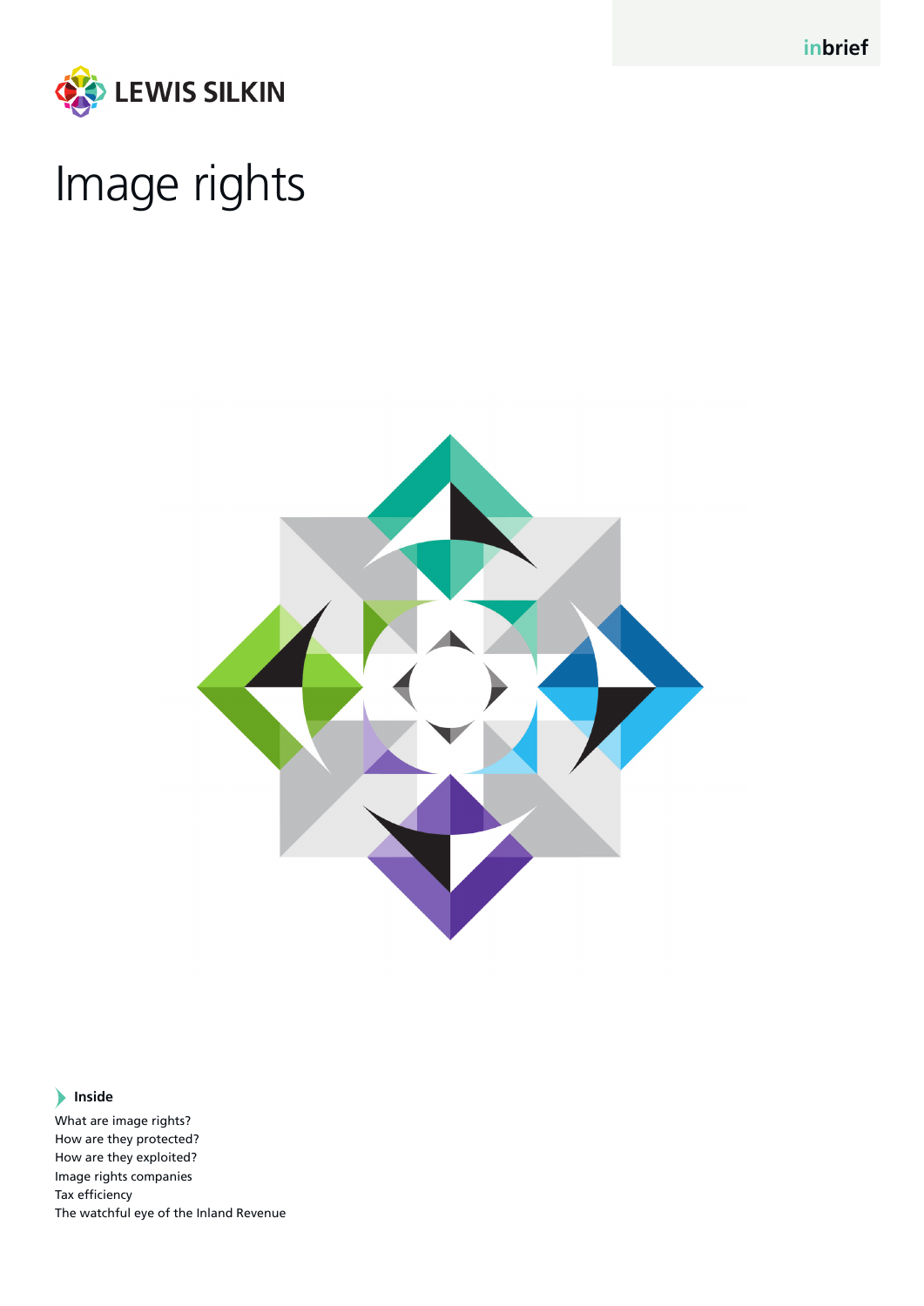inbrief

LEWIS SILKIN

# Image rights

**Inside**

What are image rights?
How are they protected?
How are they exploited?
Image rights companies
Tax efficiency
The watchful eye of the Inland Revenue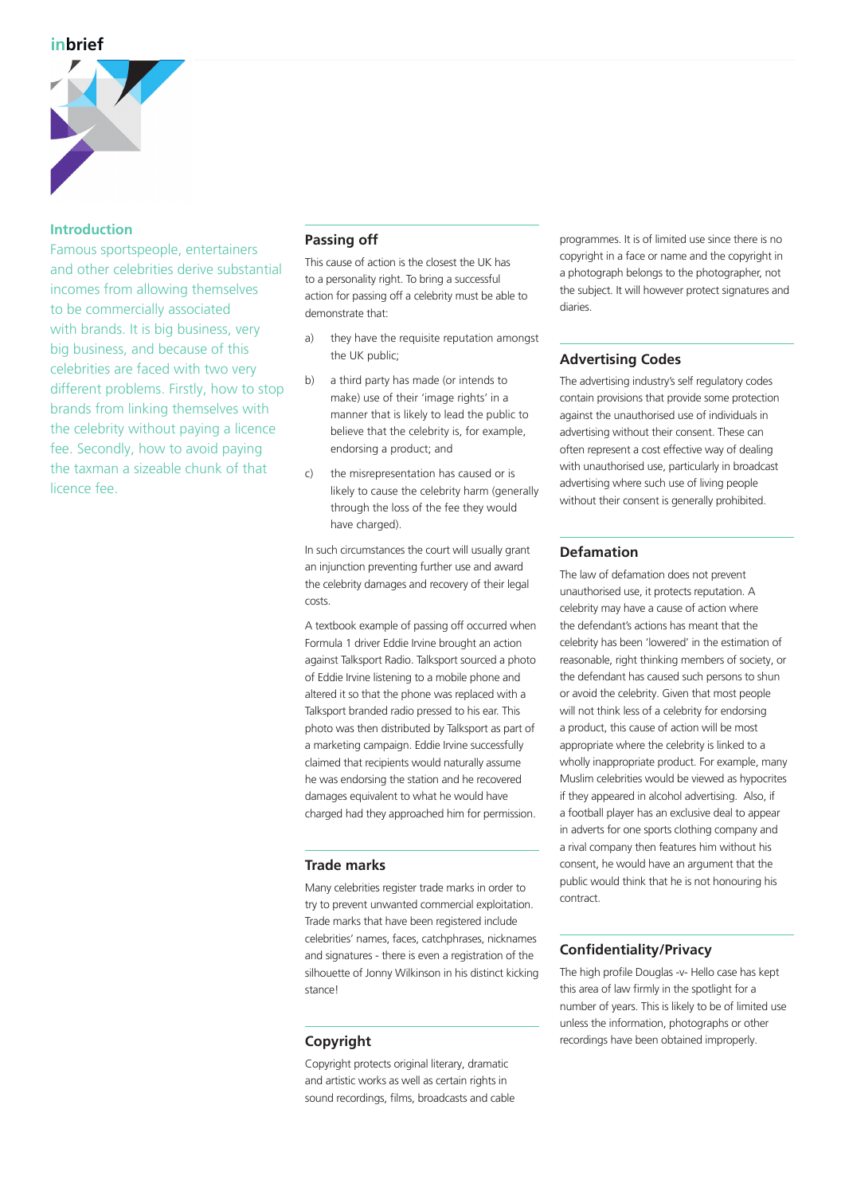inbrief

## Introduction

Famous sportspeople, entertainers and other celebrities derive substantial incomes from allowing themselves to be commercially associated with brands. It is big business, very big business, and because of this celebrities are faced with two very different problems. Firstly, how to stop brands from linking themselves with the celebrity without paying a licence fee. Secondly, how to avoid paying the taxman a sizeable chunk of that licence fee.

## Passing off

This cause of action is the closest the UK has to a personality right. To bring a successful action for passing off a celebrity must be able to demonstrate that:

a) they have the requisite reputation amongst the UK public;

b) a third party has made (or intends to make) use of their 'image rights' in a manner that is likely to lead the public to believe that the celebrity is, for example, endorsing a product; and

c) the misrepresentation has caused or is likely to cause the celebrity harm (generally through the loss of the fee they would have charged).

In such circumstances the court will usually grant an injunction preventing further use and award the celebrity damages and recovery of their legal costs.

A textbook example of passing off occurred when Formula 1 driver Eddie Irvine brought an action against Talksport Radio. Talksport sourced a photo of Eddie Irvine listening to a mobile phone and altered it so that the phone was replaced with a Talksport branded radio pressed to his ear. This photo was then distributed by Talksport as part of a marketing campaign. Eddie Irvine successfully claimed that recipients would naturally assume he was endorsing the station and he recovered damages equivalent to what he would have charged had they approached him for permission.

## Trade marks

Many celebrities register trade marks in order to try to prevent unwanted commercial exploitation. Trade marks that have been registered include celebrities' names, faces, catchphrases, nicknames and signatures - there is even a registration of the silhouette of Jonny Wilkinson in his distinct kicking stance!

## Copyright

Copyright protects original literary, dramatic and artistic works as well as certain rights in sound recordings, films, broadcasts and cable programmes. It is of limited use since there is no copyright in a face or name and the copyright in a photograph belongs to the photographer, not the subject. It will however protect signatures and diaries.

## Advertising Codes

The advertising industry's self regulatory codes contain provisions that provide some protection against the unauthorised use of individuals in advertising without their consent. These can often represent a cost effective way of dealing with unauthorised use, particularly in broadcast advertising where such use of living people without their consent is generally prohibited.

## Defamation

The law of defamation does not prevent unauthorised use, it protects reputation. A celebrity may have a cause of action where the defendant's actions has meant that the celebrity has been 'lowered' in the estimation of reasonable, right thinking members of society, or the defendant has caused such persons to shun or avoid the celebrity. Given that most people will not think less of a celebrity for endorsing a product, this cause of action will be most appropriate where the celebrity is linked to a wholly inappropriate product. For example, many Muslim celebrities would be viewed as hypocrites if they appeared in alcohol advertising. Also, if a football player has an exclusive deal to appear in adverts for one sports clothing company and a rival company then features him without his consent, he would have an argument that the public would think that he is not honouring his contract.

## Confidentiality/Privacy

The high profile Douglas -v- Hello case has kept this area of law firmly in the spotlight for a number of years. This is likely to be of limited use unless the information, photographs or other recordings have been obtained improperly.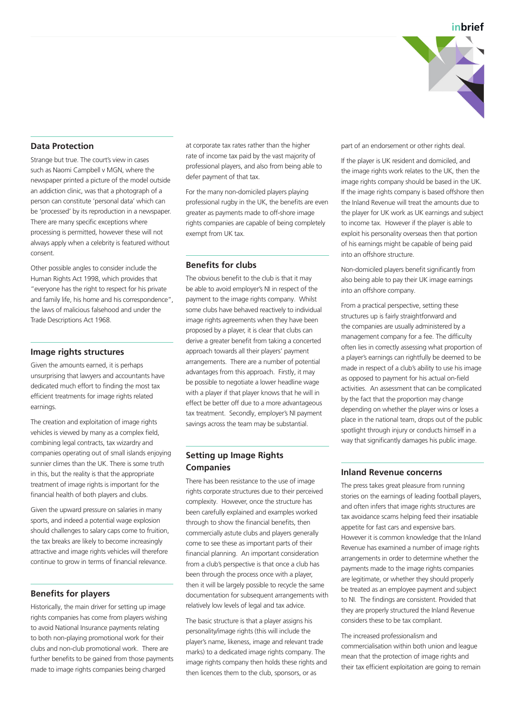## Data Protection

Strange but true. The court's view in cases such as Naomi Campbell v MGN, where the newspaper printed a picture of the model outside an addiction clinic, was that a photograph of a person can constitute 'personal data' which can be 'processed' by its reproduction in a newspaper. There are many specific exceptions where processing is permitted, however these will not always apply when a celebrity is featured without consent.

Other possible angles to consider include the Human Rights Act 1998, which provides that "everyone has the right to respect for his private and family life, his home and his correspondence", the laws of malicious falsehood and under the Trade Descriptions Act 1968.

## Image rights structures

Given the amounts earned, it is perhaps unsurprising that lawyers and accountants have dedicated much effort to finding the most tax efficient treatments for image rights related earnings.

The creation and exploitation of image rights vehicles is viewed by many as a complex field, combining legal contracts, tax wizardry and companies operating out of small islands enjoying sunnier climes than the UK. There is some truth in this, but the reality is that the appropriate treatment of image rights is important for the financial health of both players and clubs.

Given the upward pressure on salaries in many sports, and indeed a potential wage explosion should challenges to salary caps come to fruition, the tax breaks are likely to become increasingly attractive and image rights vehicles will therefore continue to grow in terms of financial relevance.

## Benefits for players

Historically, the main driver for setting up image rights companies has come from players wishing to avoid National Insurance payments relating to both non-playing promotional work for their clubs and non-club promotional work. There are further benefits to be gained from those payments made to image rights companies being charged at corporate tax rates rather than the higher rate of income tax paid by the vast majority of professional players, and also from being able to defer payment of that tax.

For the many non-domiciled players playing professional rugby in the UK, the benefits are even greater as payments made to off-shore image rights companies are capable of being completely exempt from UK tax.

## Benefits for clubs

The obvious benefit to the club is that it may be able to avoid employer's NI in respect of the payment to the image rights company. Whilst some clubs have behaved reactively to individual image rights agreements when they have been proposed by a player, it is clear that clubs can derive a greater benefit from taking a concerted approach towards all their players' payment arrangements. There are a number of potential advantages from this approach. Firstly, it may be possible to negotiate a lower headline wage with a player if that player knows that he will in effect be better off due to a more advantageous tax treatment. Secondly, employer's NI payment savings across the team may be substantial.

## Setting up Image Rights Companies

There has been resistance to the use of image rights corporate structures due to their perceived complexity. However, once the structure has been carefully explained and examples worked through to show the financial benefits, then commercially astute clubs and players generally come to see these as important parts of their financial planning. An important consideration from a club's perspective is that once a club has been through the process once with a player, then it will be largely possible to recycle the same documentation for subsequent arrangements with relatively low levels of legal and tax advice.

The basic structure is that a player assigns his personality/image rights (this will include the player's name, likeness, image and relevant trade marks) to a dedicated image rights company. The image rights company then holds these rights and then licences them to the club, sponsors, or as part of an endorsement or other rights deal.

If the player is UK resident and domiciled, and the image rights work relates to the UK, then the image rights company should be based in the UK. If the image rights company is based offshore then the Inland Revenue will treat the amounts due to the player for UK work as UK earnings and subject to income tax. However if the player is able to exploit his personality overseas then that portion of his earnings might be capable of being paid into an offshore structure.

Non-domiciled players benefit significantly from also being able to pay their UK image earnings into an offshore company.

From a practical perspective, setting these structures up is fairly straightforward and the companies are usually administered by a management company for a fee. The difficulty often lies in correctly assessing what proportion of a player's earnings can rightfully be deemed to be made in respect of a club's ability to use his image as opposed to payment for his actual on-field activities. An assessment that can be complicated by the fact that the proportion may change depending on whether the player wins or loses a place in the national team, drops out of the public spotlight through injury or conducts himself in a way that significantly damages his public image.

## Inland Revenue concerns

The press takes great pleasure from running stories on the earnings of leading football players, and often infers that image rights structures are tax avoidance scams helping feed their insatiable appetite for fast cars and expensive bars. However it is common knowledge that the Inland Revenue has examined a number of image rights arrangements in order to determine whether the payments made to the image rights companies are legitimate, or whether they should properly be treated as an employee payment and subject to NI. The findings are consistent. Provided that they are properly structured the Inland Revenue considers these to be tax compliant.

The increased professionalism and commercialisation within both union and league mean that the protection of image rights and their tax efficient exploitation are going to remain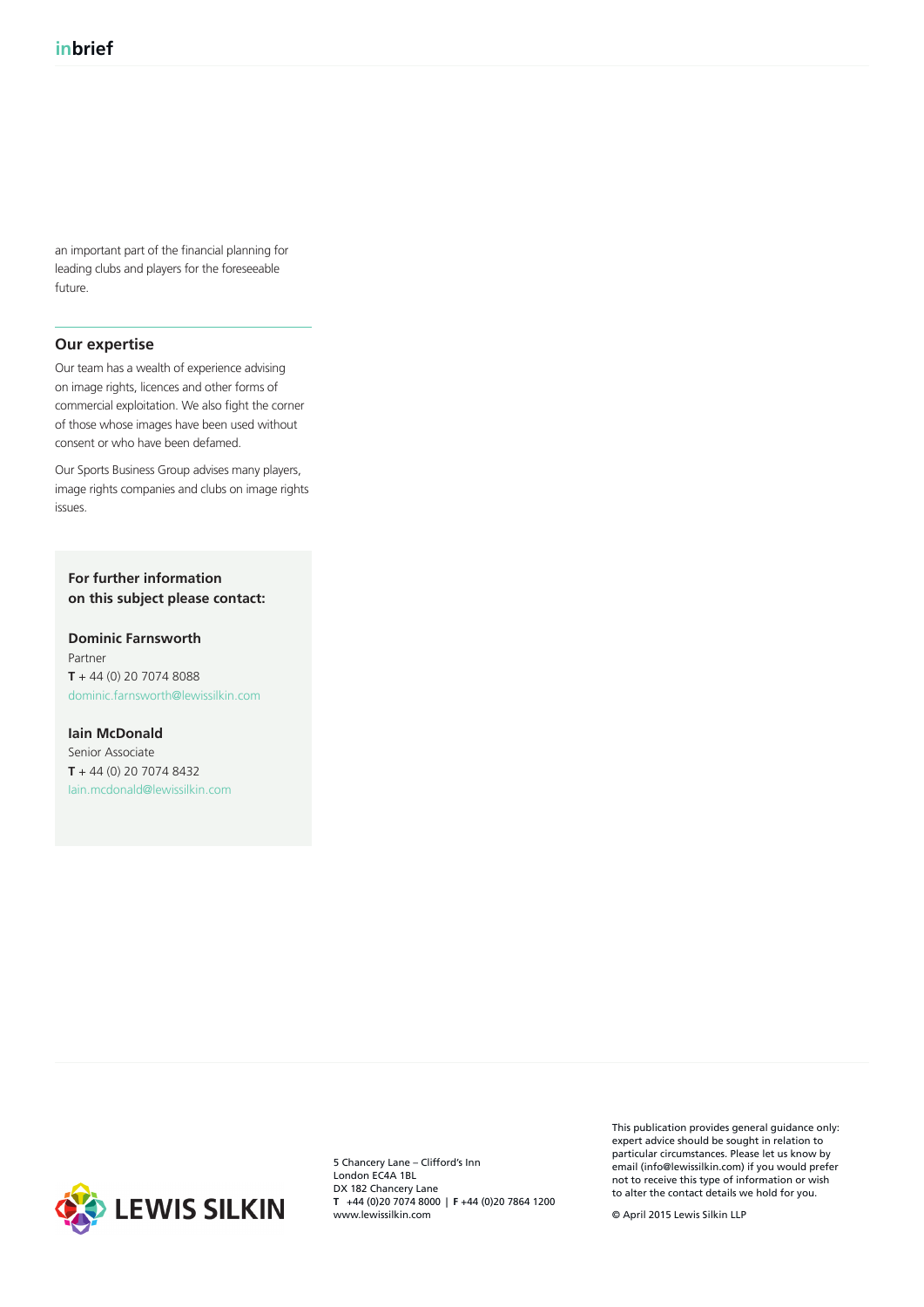an important part of the financial planning for leading clubs and players for the foreseeable future.

## Our expertise

Our team has a wealth of experience advising on image rights, licences and other forms of commercial exploitation. We also fight the corner of those whose images have been used without consent or who have been defamed.

Our Sports Business Group advises many players, image rights companies and clubs on image rights issues.

**For further information on this subject please contact:**

**Dominic Farnsworth**
Partner
**T** + 44 (0) 20 7074 8088
dominic.farnsworth@lewissilkin.com

**Iain McDonald**
Senior Associate
**T** + 44 (0) 20 7074 8432
Iain.mcdonald@lewissilkin.com

LEWIS SILKIN

5 Chancery Lane – Clifford's Inn
London EC4A 1BL
DX 182 Chancery Lane
**T** +44 (0)20 7074 8000 | **F** +44 (0)20 7864 1200
www.lewissilkin.com

This publication provides general guidance only: expert advice should be sought in relation to particular circumstances. Please let us know by email (info@lewissilkin.com) if you would prefer not to receive this type of information or wish to alter the contact details we hold for you.

© April 2015 Lewis Silkin LLP